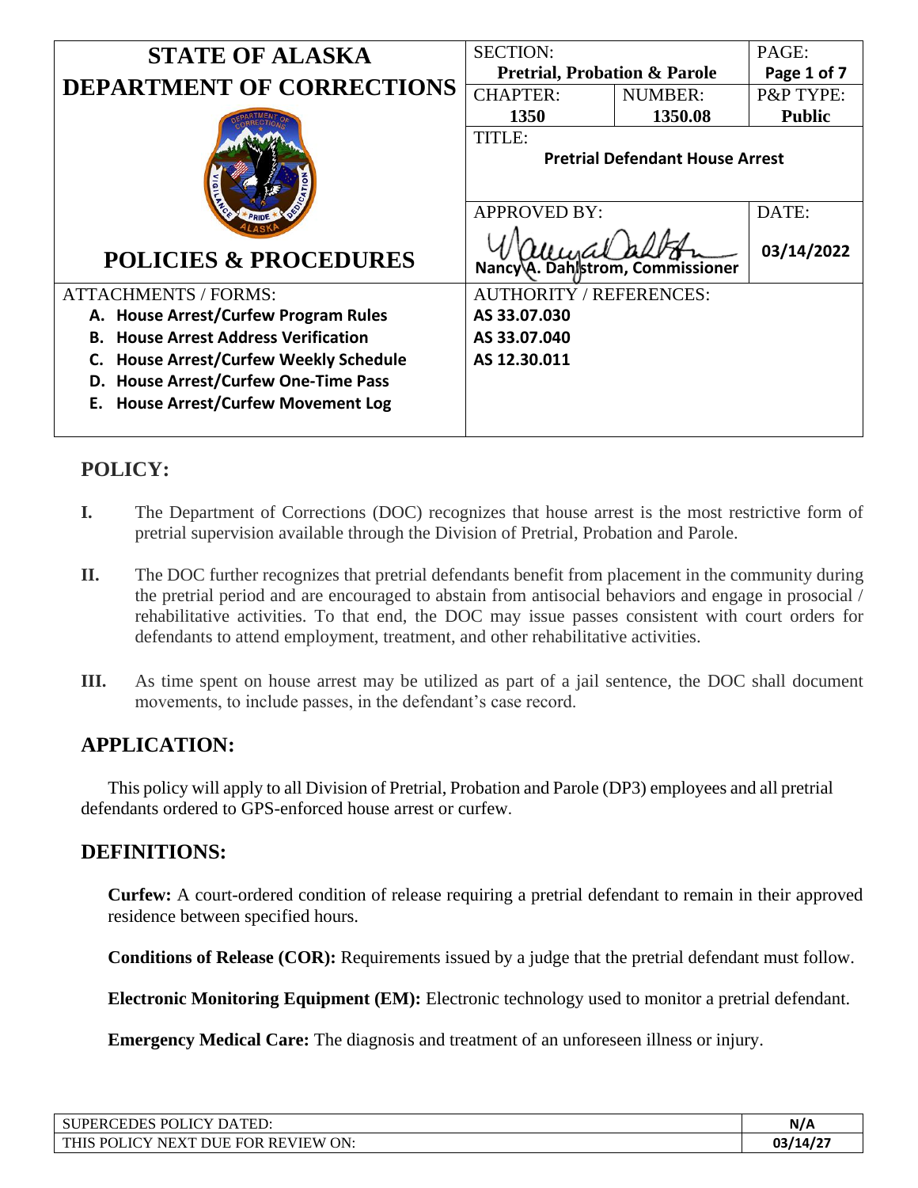| STATE OF ALASKA DEPARTMENT OF CORRECTIONS | SECTION: **Pretrial, Probation & Parole** | | PAGE: **Page 1 of 7** |
|---|---|---|---|
| | CHAPTER: **1350** | NUMBER: **1350.08** | P&P TYPE: **Public** |
| | TITLE: **Pretrial Defendant House Arrest** | | |
| **POLICIES & PROCEDURES** | APPROVED BY: **Nancy A. Dahlstrom, Commissioner** | | DATE: **03/14/2022** |

| ATTACHMENTS / FORMS: | AUTHORITY / REFERENCES: |
|---|---|
| **A. House Arrest/Curfew Program Rules** | **AS 33.07.030** |
| **B. House Arrest Address Verification** | **AS 33.07.040** |
| **C. House Arrest/Curfew Weekly Schedule** | **AS 12.30.011** |
| **D. House Arrest/Curfew One-Time Pass** | |
| **E. House Arrest/Curfew Movement Log** | |

## POLICY:

**I.** The Department of Corrections (DOC) recognizes that house arrest is the most restrictive form of pretrial supervision available through the Division of Pretrial, Probation and Parole.

**II.** The DOC further recognizes that pretrial defendants benefit from placement in the community during the pretrial period and are encouraged to abstain from antisocial behaviors and engage in prosocial / rehabilitative activities. To that end, the DOC may issue passes consistent with court orders for defendants to attend employment, treatment, and other rehabilitative activities.

**III.** As time spent on house arrest may be utilized as part of a jail sentence, the DOC shall document movements, to include passes, in the defendant's case record.

## APPLICATION:

This policy will apply to all Division of Pretrial, Probation and Parole (DP3) employees and all pretrial defendants ordered to GPS-enforced house arrest or curfew.

## DEFINITIONS:

**Curfew:** A court-ordered condition of release requiring a pretrial defendant to remain in their approved residence between specified hours.

**Conditions of Release (COR):** Requirements issued by a judge that the pretrial defendant must follow.

**Electronic Monitoring Equipment (EM):** Electronic technology used to monitor a pretrial defendant.

**Emergency Medical Care:** The diagnosis and treatment of an unforeseen illness or injury.

| SUPERCEDES POLICY DATED: | N/A |
|---|---|
| THIS POLICY NEXT DUE FOR REVIEW ON: | 03/14/27 |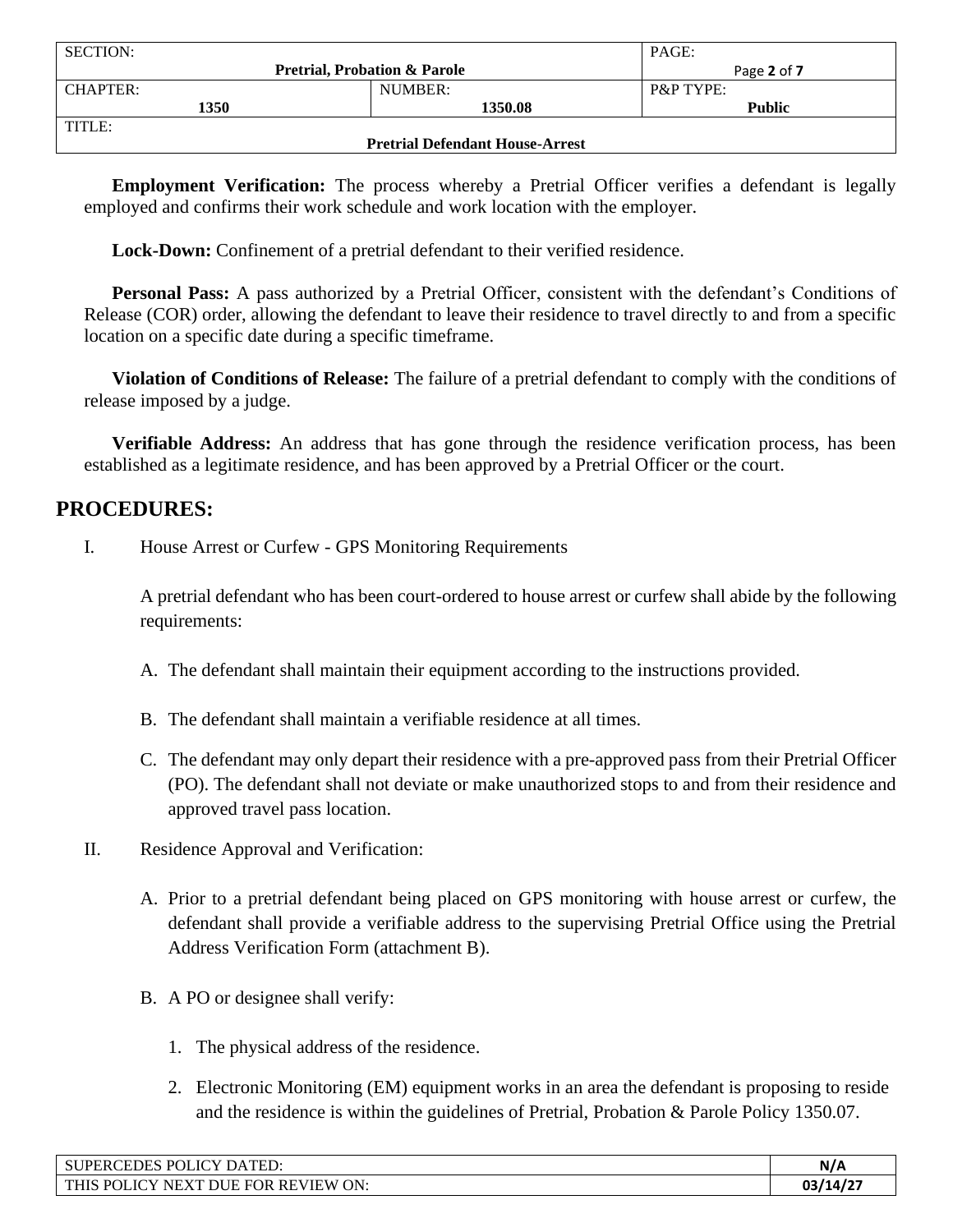**Employment Verification:** The process whereby a Pretrial Officer verifies a defendant is legally employed and confirms their work schedule and work location with the employer.

**Lock-Down:** Confinement of a pretrial defendant to their verified residence.

**Personal Pass:** A pass authorized by a Pretrial Officer, consistent with the defendant's Conditions of Release (COR) order, allowing the defendant to leave their residence to travel directly to and from a specific location on a specific date during a specific timeframe.

**Violation of Conditions of Release:** The failure of a pretrial defendant to comply with the conditions of release imposed by a judge.

**Verifiable Address:** An address that has gone through the residence verification process, has been established as a legitimate residence, and has been approved by a Pretrial Officer or the court.

## PROCEDURES:

I. House Arrest or Curfew - GPS Monitoring Requirements

A pretrial defendant who has been court-ordered to house arrest or curfew shall abide by the following requirements:

A. The defendant shall maintain their equipment according to the instructions provided.

B. The defendant shall maintain a verifiable residence at all times.

C. The defendant may only depart their residence with a pre-approved pass from their Pretrial Officer (PO). The defendant shall not deviate or make unauthorized stops to and from their residence and approved travel pass location.

II. Residence Approval and Verification:

A. Prior to a pretrial defendant being placed on GPS monitoring with house arrest or curfew, the defendant shall provide a verifiable address to the supervising Pretrial Office using the Pretrial Address Verification Form (attachment B).

B. A PO or designee shall verify:

1. The physical address of the residence.

2. Electronic Monitoring (EM) equipment works in an area the defendant is proposing to reside and the residence is within the guidelines of Pretrial, Probation & Parole Policy 1350.07.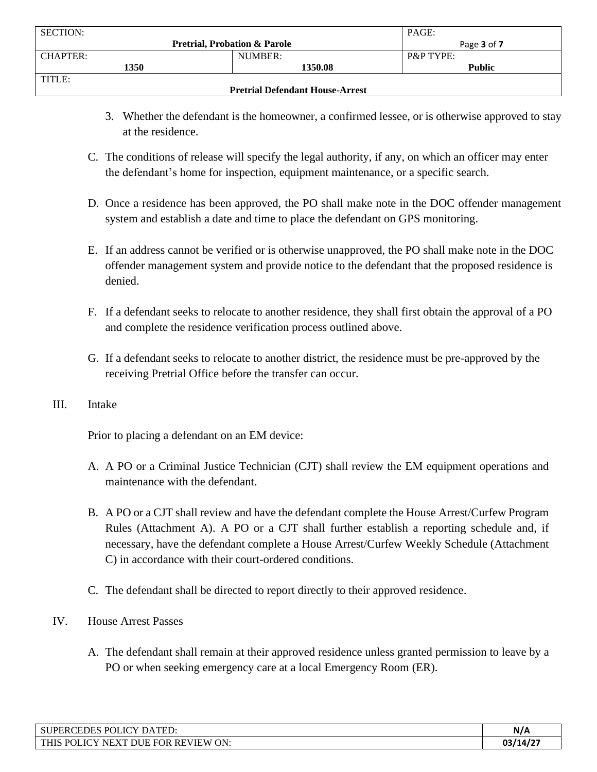3. Whether the defendant is the homeowner, a confirmed lessee, or is otherwise approved to stay at the residence.

C. The conditions of release will specify the legal authority, if any, on which an officer may enter the defendant's home for inspection, equipment maintenance, or a specific search.

D. Once a residence has been approved, the PO shall make note in the DOC offender management system and establish a date and time to place the defendant on GPS monitoring.

E. If an address cannot be verified or is otherwise unapproved, the PO shall make note in the DOC offender management system and provide notice to the defendant that the proposed residence is denied.

F. If a defendant seeks to relocate to another residence, they shall first obtain the approval of a PO and complete the residence verification process outlined above.

G. If a defendant seeks to relocate to another district, the residence must be pre-approved by the receiving Pretrial Office before the transfer can occur.

III. Intake

Prior to placing a defendant on an EM device:

A. A PO or a Criminal Justice Technician (CJT) shall review the EM equipment operations and maintenance with the defendant.

B. A PO or a CJT shall review and have the defendant complete the House Arrest/Curfew Program Rules (Attachment A). A PO or a CJT shall further establish a reporting schedule and, if necessary, have the defendant complete a House Arrest/Curfew Weekly Schedule (Attachment C) in accordance with their court-ordered conditions.

C. The defendant shall be directed to report directly to their approved residence.

IV. House Arrest Passes

A. The defendant shall remain at their approved residence unless granted permission to leave by a PO or when seeking emergency care at a local Emergency Room (ER).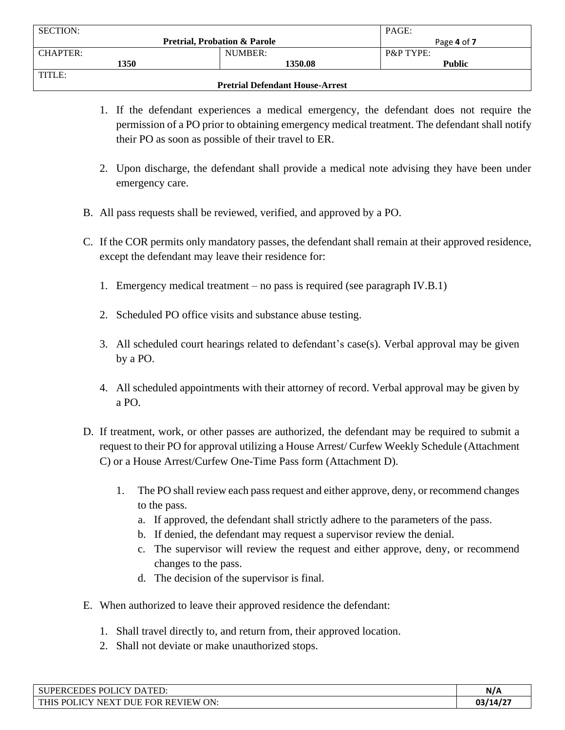1. If the defendant experiences a medical emergency, the defendant does not require the permission of a PO prior to obtaining emergency medical treatment. The defendant shall notify their PO as soon as possible of their travel to ER.

2. Upon discharge, the defendant shall provide a medical note advising they have been under emergency care.

B. All pass requests shall be reviewed, verified, and approved by a PO.

C. If the COR permits only mandatory passes, the defendant shall remain at their approved residence, except the defendant may leave their residence for:

1. Emergency medical treatment – no pass is required (see paragraph IV.B.1)

2. Scheduled PO office visits and substance abuse testing.

3. All scheduled court hearings related to defendant's case(s). Verbal approval may be given by a PO.

4. All scheduled appointments with their attorney of record. Verbal approval may be given by a PO.

D. If treatment, work, or other passes are authorized, the defendant may be required to submit a request to their PO for approval utilizing a House Arrest/ Curfew Weekly Schedule (Attachment C) or a House Arrest/Curfew One-Time Pass form (Attachment D).

1. The PO shall review each pass request and either approve, deny, or recommend changes to the pass.
   a. If approved, the defendant shall strictly adhere to the parameters of the pass.
   b. If denied, the defendant may request a supervisor review the denial.
   c. The supervisor will review the request and either approve, deny, or recommend changes to the pass.
   d. The decision of the supervisor is final.

E. When authorized to leave their approved residence the defendant:

1. Shall travel directly to, and return from, their approved location.
2. Shall not deviate or make unauthorized stops.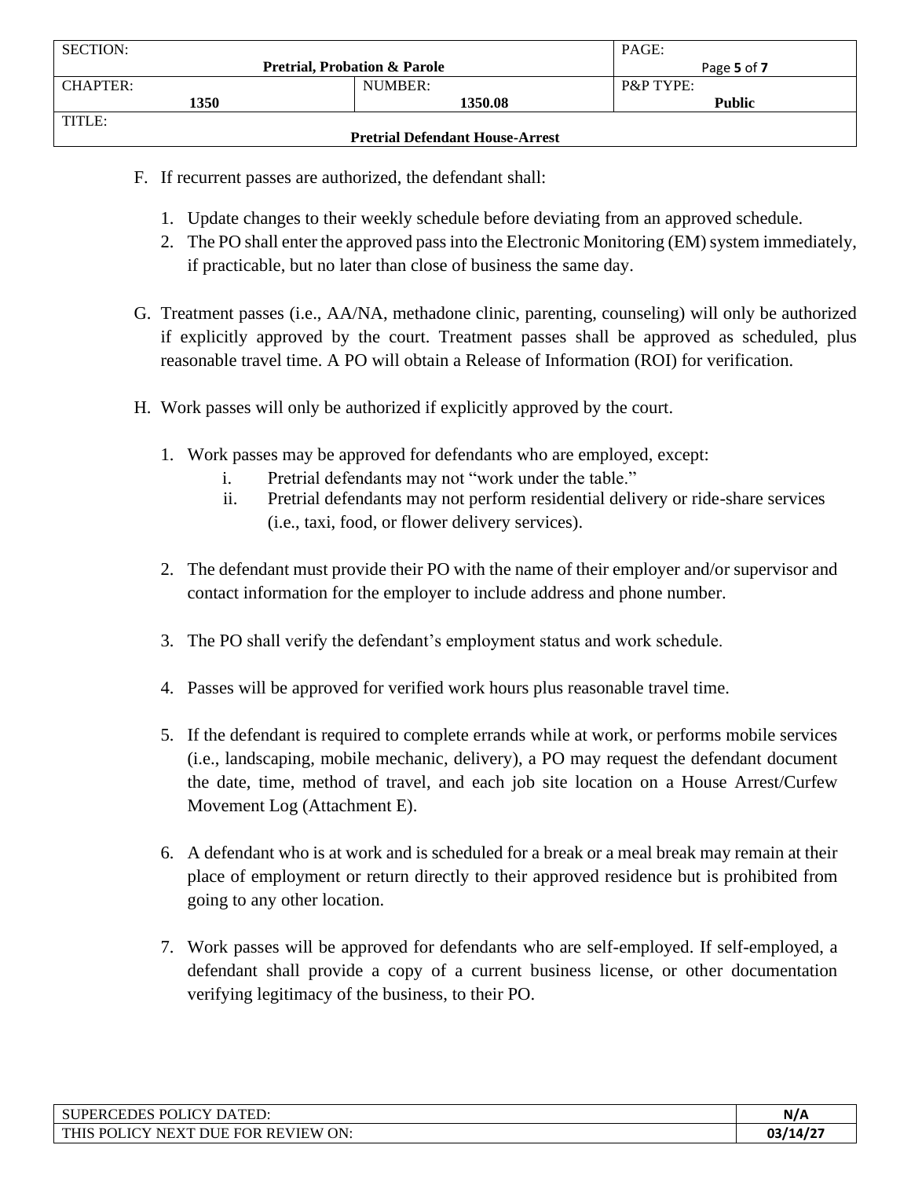F. If recurrent passes are authorized, the defendant shall:

   1. Update changes to their weekly schedule before deviating from an approved schedule.
   2. The PO shall enter the approved pass into the Electronic Monitoring (EM) system immediately, if practicable, but no later than close of business the same day.

G. Treatment passes (i.e., AA/NA, methadone clinic, parenting, counseling) will only be authorized if explicitly approved by the court. Treatment passes shall be approved as scheduled, plus reasonable travel time. A PO will obtain a Release of Information (ROI) for verification.

H. Work passes will only be authorized if explicitly approved by the court.

   1. Work passes may be approved for defendants who are employed, except:
      i. Pretrial defendants may not "work under the table."
      ii. Pretrial defendants may not perform residential delivery or ride-share services (i.e., taxi, food, or flower delivery services).

   2. The defendant must provide their PO with the name of their employer and/or supervisor and contact information for the employer to include address and phone number.

   3. The PO shall verify the defendant's employment status and work schedule.

   4. Passes will be approved for verified work hours plus reasonable travel time.

   5. If the defendant is required to complete errands while at work, or performs mobile services (i.e., landscaping, mobile mechanic, delivery), a PO may request the defendant document the date, time, method of travel, and each job site location on a House Arrest/Curfew Movement Log (Attachment E).

   6. A defendant who is at work and is scheduled for a break or a meal break may remain at their place of employment or return directly to their approved residence but is prohibited from going to any other location.

   7. Work passes will be approved for defendants who are self-employed. If self-employed, a defendant shall provide a copy of a current business license, or other documentation verifying legitimacy of the business, to their PO.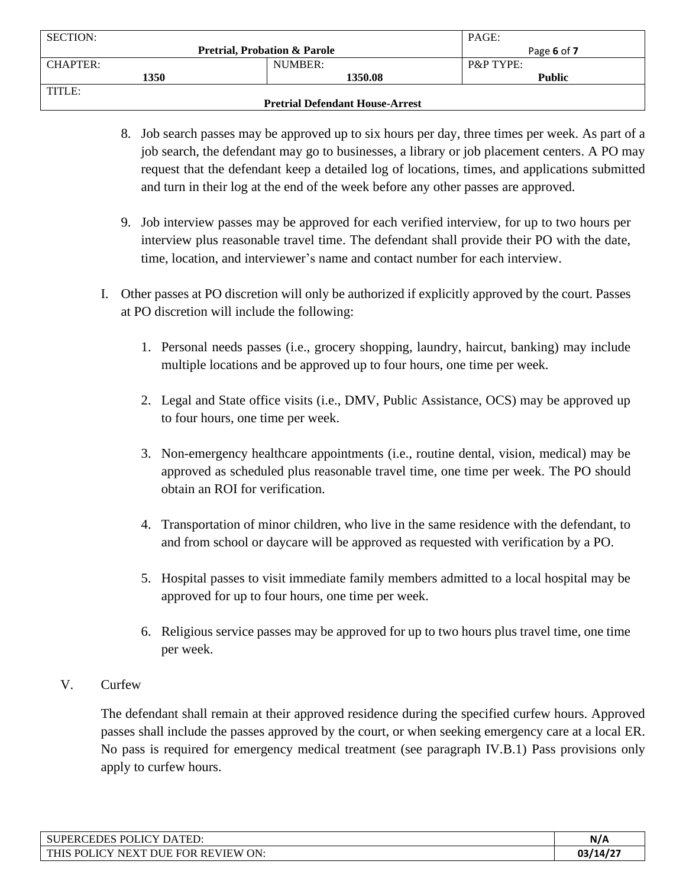8. Job search passes may be approved up to six hours per day, three times per week. As part of a job search, the defendant may go to businesses, a library or job placement centers. A PO may request that the defendant keep a detailed log of locations, times, and applications submitted and turn in their log at the end of the week before any other passes are approved.

9. Job interview passes may be approved for each verified interview, for up to two hours per interview plus reasonable travel time. The defendant shall provide their PO with the date, time, location, and interviewer's name and contact number for each interview.

I. Other passes at PO discretion will only be authorized if explicitly approved by the court. Passes at PO discretion will include the following:

   1. Personal needs passes (i.e., grocery shopping, laundry, haircut, banking) may include multiple locations and be approved up to four hours, one time per week.

   2. Legal and State office visits (i.e., DMV, Public Assistance, OCS) may be approved up to four hours, one time per week.

   3. Non-emergency healthcare appointments (i.e., routine dental, vision, medical) may be approved as scheduled plus reasonable travel time, one time per week. The PO should obtain an ROI for verification.

   4. Transportation of minor children, who live in the same residence with the defendant, to and from school or daycare will be approved as requested with verification by a PO.

   5. Hospital passes to visit immediate family members admitted to a local hospital may be approved for up to four hours, one time per week.

   6. Religious service passes may be approved for up to two hours plus travel time, one time per week.

V. Curfew

The defendant shall remain at their approved residence during the specified curfew hours. Approved passes shall include the passes approved by the court, or when seeking emergency care at a local ER. No pass is required for emergency medical treatment (see paragraph IV.B.1) Pass provisions only apply to curfew hours.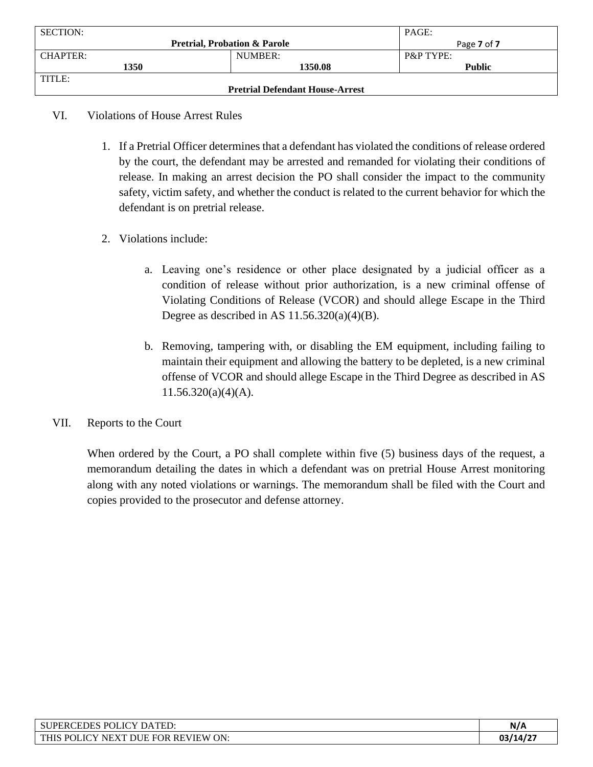## VI. Violations of House Arrest Rules

1. If a Pretrial Officer determines that a defendant has violated the conditions of release ordered by the court, the defendant may be arrested and remanded for violating their conditions of release. In making an arrest decision the PO shall consider the impact to the community safety, victim safety, and whether the conduct is related to the current behavior for which the defendant is on pretrial release.

2. Violations include:

   a. Leaving one's residence or other place designated by a judicial officer as a condition of release without prior authorization, is a new criminal offense of Violating Conditions of Release (VCOR) and should allege Escape in the Third Degree as described in AS 11.56.320(a)(4)(B).

   b. Removing, tampering with, or disabling the EM equipment, including failing to maintain their equipment and allowing the battery to be depleted, is a new criminal offense of VCOR and should allege Escape in the Third Degree as described in AS 11.56.320(a)(4)(A).

## VII. Reports to the Court

When ordered by the Court, a PO shall complete within five (5) business days of the request, a memorandum detailing the dates in which a defendant was on pretrial House Arrest monitoring along with any noted violations or warnings. The memorandum shall be filed with the Court and copies provided to the prosecutor and defense attorney.

| | |
|---|---|
| SUPERCEDES POLICY DATED: | N/A |
| THIS POLICY NEXT DUE FOR REVIEW ON: | 03/14/27 |